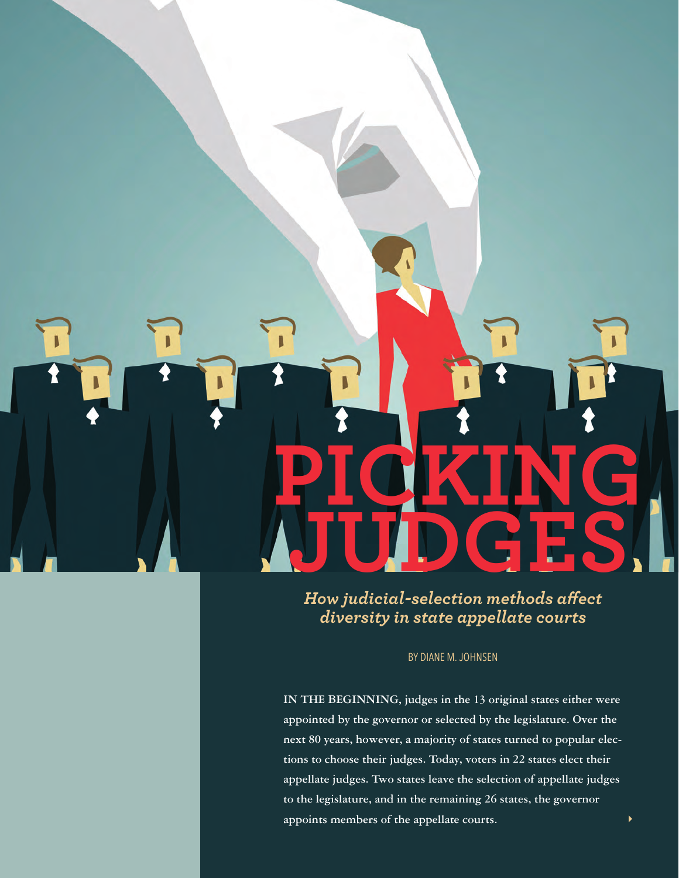# PICKING JUDGES

*How judicial-selection methods affect diversity in state appellate courts*

BY DIANE M. JOHNSEN

**IN THE BEGINNING, judges in the 13 original states either were appointed by the governor or selected by the legislature. Over the next 80 years, however, a majority of states turned to popular elections to choose their judges. Today, voters in 22 states elect their appellate judges. Two states leave the selection of appellate judges to the legislature, and in the remaining 26 states, the governor appoints members of the appellate courts.**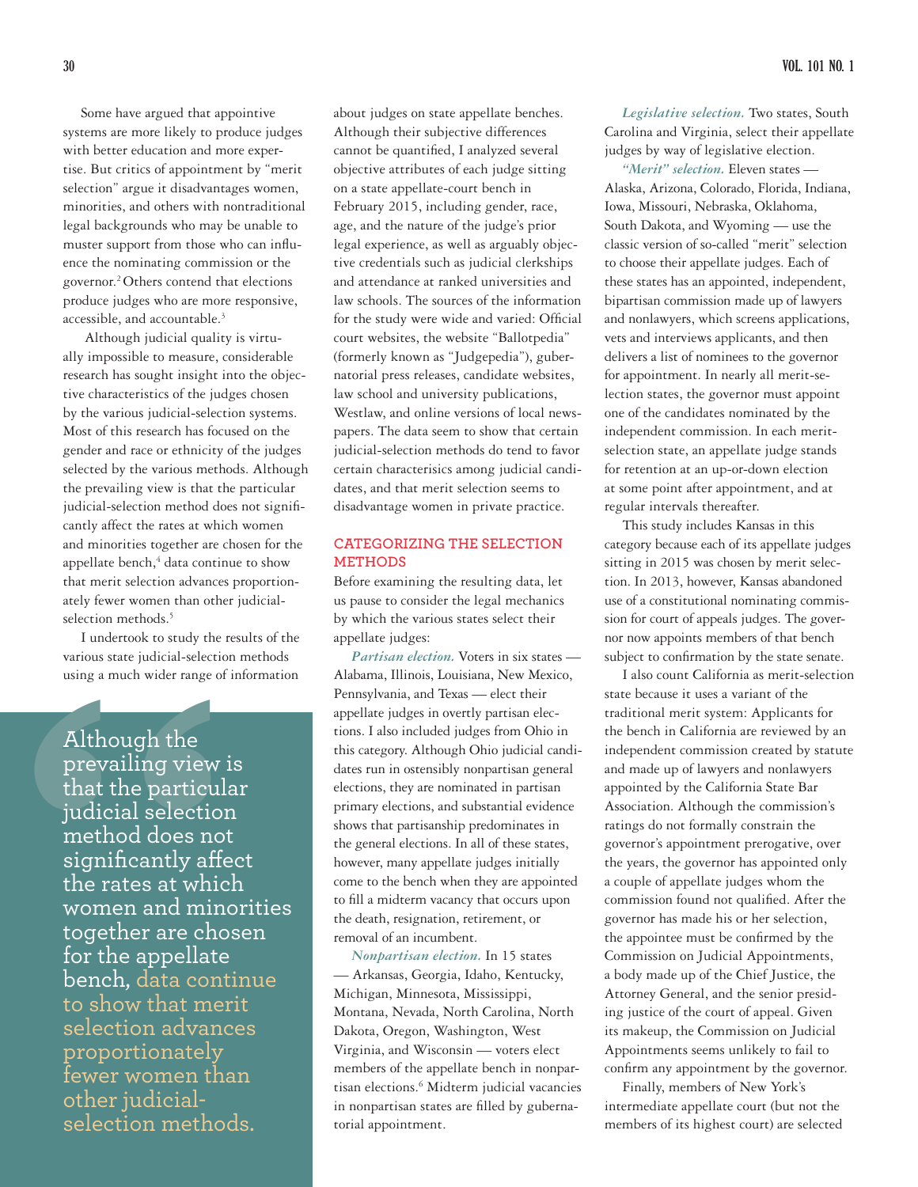Some have argued that appointive systems are more likely to produce judges with better education and more expertise. But critics of appointment by "merit selection" argue it disadvantages women, minorities, and others with nontraditional legal backgrounds who may be unable to muster support from those who can influence the nominating commission or the governor.[2] Others contend that elections produce judges who are more responsive, accessible, and accountable.[3]

Although judicial quality is virtually impossible to measure, considerable research has sought insight into the objective characteristics of the judges chosen by the various judicial-selection systems. Most of this research has focused on the gender and race or ethnicity of the judges selected by the various methods. Although the prevailing view is that the particular judicial-selection method does not significantly affect the rates at which women and minorities together are chosen for the appellate bench,[4] data continue to show that merit selection advances proportionately fewer women than other judicial-selection methods.[5]

I undertook to study the results of the various state judicial-selection methods using a much wider range of information about judges on state appellate benches. Although their subjective differences cannot be quantified, I analyzed several objective attributes of each judge sitting on a state appellate-court bench in February 2015, including gender, race, age, and the nature of the judge's prior legal experience, as well as arguably objective credentials such as judicial clerkships and attendance at ranked universities and law schools. The sources of the information for the study were wide and varied: Official court websites, the website "Ballotpedia" (formerly known as "Judgepedia"), gubernatorial press releases, candidate websites, law school and university publications, Westlaw, and online versions of local newspapers. The data seem to show that certain judicial-selection methods do tend to favor certain characteristics among judicial candidates, and that merit selection seems to disadvantage women in private practice.

> Although the prevailing view is that the particular judicial selection method does not significantly affect the rates at which women and minorities together are chosen for the appellate bench, data continue to show that merit selection advances proportionately fewer women than other judicial-selection methods.

## CATEGORIZING THE SELECTION METHODS

Before examining the resulting data, let us pause to consider the legal mechanics by which the various states select their appellate judges:

*Partisan election.* Voters in six states — Alabama, Illinois, Louisiana, New Mexico, Pennsylvania, and Texas — elect their appellate judges in overtly partisan elections. I also included judges from Ohio in this category. Although Ohio judicial candidates run in ostensibly nonpartisan general elections, they are nominated in partisan primary elections, and substantial evidence shows that partisanship predominates in the general elections. In all of these states, however, many appellate judges initially come to the bench when they are appointed to fill a midterm vacancy that occurs upon the death, resignation, retirement, or removal of an incumbent.

*Nonpartisan election.* In 15 states — Arkansas, Georgia, Idaho, Kentucky, Michigan, Minnesota, Mississippi, Montana, Nevada, North Carolina, North Dakota, Oregon, Washington, West Virginia, and Wisconsin — voters elect members of the appellate bench in nonpartisan elections.[6] Midterm judicial vacancies in nonpartisan states are filled by gubernatorial appointment.

*Legislative selection.* Two states, South Carolina and Virginia, select their appellate judges by way of legislative election.

*"Merit" selection.* Eleven states — Alaska, Arizona, Colorado, Florida, Indiana, Iowa, Missouri, Nebraska, Oklahoma, South Dakota, and Wyoming — use the classic version of so-called "merit" selection to choose their appellate judges. Each of these states has an appointed, independent, bipartisan commission made up of lawyers and nonlawyers, which screens applications, vets and interviews applicants, and then delivers a list of nominees to the governor for appointment. In nearly all merit-selection states, the governor must appoint one of the candidates nominated by the independent commission. In each merit-selection state, an appellate judge stands for retention at an up-or-down election at some point after appointment, and at regular intervals thereafter.

This study includes Kansas in this category because each of its appellate judges sitting in 2015 was chosen by merit selection. In 2013, however, Kansas abandoned use of a constitutional nominating commission for court of appeals judges. The governor now appoints members of that bench subject to confirmation by the state senate.

I also count California as merit-selection state because it uses a variant of the traditional merit system: Applicants for the bench in California are reviewed by an independent commission created by statute and made up of lawyers and nonlawyers appointed by the California State Bar Association. Although the commission's ratings do not formally constrain the governor's appointment prerogative, over the years, the governor has appointed only a couple of appellate judges whom the commission found not qualified. After the governor has made his or her selection, the appointee must be confirmed by the Commission on Judicial Appointments, a body made up of the Chief Justice, the Attorney General, and the senior presiding justice of the court of appeal. Given its makeup, the Commission on Judicial Appointments seems unlikely to fail to confirm any appointment by the governor.

Finally, members of New York's intermediate appellate court (but not the members of its highest court) are selected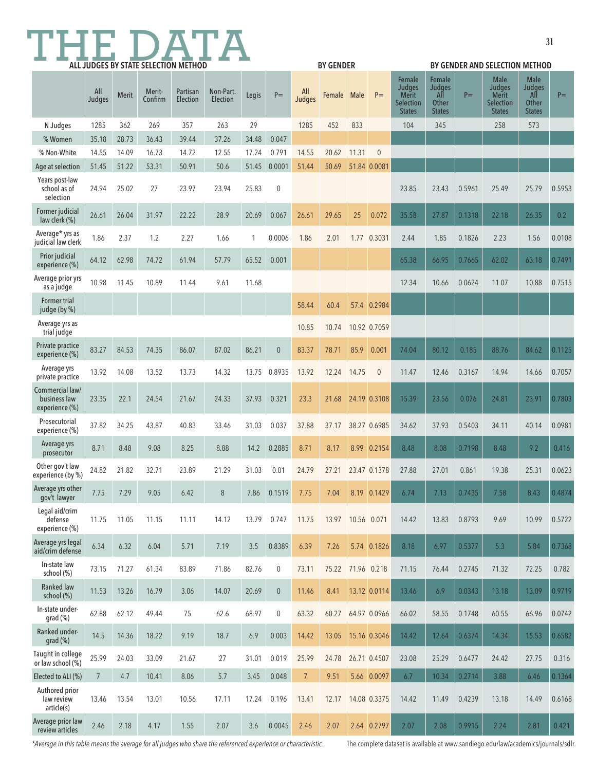# THE DATA

| | ALL JUDGES BY STATE SELECTION METHOD | | | | | | | BY GENDER | | | | BY GENDER AND SELECTION METHOD | | | | | |
|---|---|---|---|---|---|---|---|---|---|---|---|---|---|---|---|---|---|
| | All Judges | Merit | Merit-Confirm | Partisan Election | Non-Part. Election | Legis | P= | All Judges | Female | Male | P= | Female Judges Merit Selection States | Female Judges All Other States | P= | Male Judges Merit Selection States | Male Judges All Other States | P= |
| N Judges | 1285 | 362 | 269 | 357 | 263 | 29 | | 1285 | 452 | 833 | | 104 | 345 | | 258 | 573 | |
| % Women | 35.18 | 28.73 | 36.43 | 39.44 | 37.26 | 34.48 | 0.047 | | | | | | | | | | |
| % Non-White | 14.55 | 14.09 | 16.73 | 14.72 | 12.55 | 17.24 | 0.791 | 14.55 | 20.62 | 11.31 | 0 | | | | | | |
| Age at selection | 51.45 | 51.22 | 53.31 | 50.91 | 50.6 | 51.45 | 0.0001 | 51.44 | 50.69 | 51.84 | 0.0081 | | | | | | |
| Years post-law school as of selection | 24.94 | 25.02 | 27 | 23.97 | 23.94 | 25.83 | 0 | | | | | 23.85 | 23.43 | 0.5961 | 25.49 | 25.79 | 0.5953 |
| Former judicial law clerk (%) | 26.61 | 26.04 | 31.97 | 22.22 | 28.9 | 20.69 | 0.067 | 26.61 | 29.65 | 25 | 0.072 | 35.58 | 27.87 | 0.1318 | 22.18 | 26.35 | 0.2 |
| Average* yrs as judicial law clerk | 1.86 | 2.37 | 1.2 | 2.27 | 1.66 | 1 | 0.0006 | 1.86 | 2.01 | 1.77 | 0.3031 | 2.44 | 1.85 | 0.1826 | 2.23 | 1.56 | 0.0108 |
| Prior judicial experience (%) | 64.12 | 62.98 | 74.72 | 61.94 | 57.79 | 65.52 | 0.001 | | | | | 65.38 | 66.95 | 0.7665 | 62.02 | 63.18 | 0.7491 |
| Average prior yrs as a judge | 10.98 | 11.45 | 10.89 | 11.44 | 9.61 | 11.68 | | | | | | 12.34 | 10.66 | 0.0624 | 11.07 | 10.88 | 0.7515 |
| Former trial judge (by %) | | | | | | | | 58.44 | 60.4 | 57.4 | 0.2984 | | | | | | |
| Average yrs as trial judge | | | | | | | | 10.85 | 10.74 | 10.92 | 0.7059 | | | | | | |
| Private practice experience (%) | 83.27 | 84.53 | 74.35 | 86.07 | 87.02 | 86.21 | 0 | 83.37 | 78.71 | 85.9 | 0.001 | 74.04 | 80.12 | 0.185 | 88.76 | 84.62 | 0.1125 |
| Average yrs private practice | 13.92 | 14.08 | 13.52 | 13.73 | 14.32 | 13.75 | 0.8935 | 13.92 | 12.24 | 14.75 | 0 | 11.47 | 12.46 | 0.3167 | 14.94 | 14.66 | 0.7057 |
| Commercial law/ business law experience (%) | 23.35 | 22.1 | 24.54 | 21.67 | 24.33 | 37.93 | 0.321 | 23.3 | 21.68 | 24.19 | 0.3108 | 15.39 | 23.56 | 0.076 | 24.81 | 23.91 | 0.7803 |
| Prosecutorial experience (%) | 37.82 | 34.25 | 43.87 | 40.83 | 33.46 | 31.03 | 0.037 | 37.88 | 37.17 | 38.27 | 0.6985 | 34.62 | 37.93 | 0.5403 | 34.11 | 40.14 | 0.0981 |
| Average yrs prosecutor | 8.71 | 8.48 | 9.08 | 8.25 | 8.88 | 14.2 | 0.2885 | 8.71 | 8.17 | 8.99 | 0.2154 | 8.48 | 8.08 | 0.7198 | 8.48 | 9.2 | 0.416 |
| Other gov't law experience (by %) | 24.82 | 21.82 | 32.71 | 23.89 | 21.29 | 31.03 | 0.01 | 24.79 | 27.21 | 23.47 | 0.1378 | 27.88 | 27.01 | 0.861 | 19.38 | 25.31 | 0.0623 |
| Average yrs other gov't lawyer | 7.75 | 7.29 | 9.05 | 6.42 | 8 | 7.86 | 0.1519 | 7.75 | 7.04 | 8.19 | 0.1429 | 6.74 | 7.13 | 0.7435 | 7.58 | 8.43 | 0.4874 |
| Legal aid/crim defense experience (%) | 11.75 | 11.05 | 11.15 | 11.11 | 14.12 | 13.79 | 0.747 | 11.75 | 13.97 | 10.56 | 0.071 | 14.42 | 13.83 | 0.8793 | 9.69 | 10.99 | 0.5722 |
| Average yrs legal aid/crim defense | 6.34 | 6.32 | 6.04 | 5.71 | 7.19 | 3.5 | 0.8389 | 6.39 | 7.26 | 5.74 | 0.1826 | 8.18 | 6.97 | 0.5377 | 5.3 | 5.84 | 0.7368 |
| In-state law school (%) | 73.15 | 71.27 | 61.34 | 83.89 | 71.86 | 82.76 | 0 | 73.11 | 75.22 | 71.96 | 0.218 | 71.15 | 76.44 | 0.2745 | 71.32 | 72.25 | 0.782 |
| Ranked law school (%) | 11.53 | 13.26 | 16.79 | 3.06 | 14.07 | 20.69 | 0 | 11.46 | 8.41 | 13.12 | 0.0114 | 13.46 | 6.9 | 0.0343 | 13.18 | 13.09 | 0.9719 |
| In-state under-grad (%) | 62.88 | 62.12 | 49.44 | 75 | 62.6 | 68.97 | 0 | 63.32 | 60.27 | 64.97 | 0.0966 | 66.02 | 58.55 | 0.1748 | 60.55 | 66.96 | 0.0742 |
| Ranked under-grad (%) | 14.5 | 14.36 | 18.22 | 9.19 | 18.7 | 6.9 | 0.003 | 14.42 | 13.05 | 15.16 | 0.3046 | 14.42 | 12.64 | 0.6374 | 14.34 | 15.53 | 0.6582 |
| Taught in college or law school (%) | 25.99 | 24.03 | 33.09 | 21.67 | 27 | 31.01 | 0.019 | 25.99 | 24.78 | 26.71 | 0.4507 | 23.08 | 25.29 | 0.6477 | 24.42 | 27.75 | 0.316 |
| Elected to ALI (%) | 7 | 4.7 | 10.41 | 8.06 | 5.7 | 3.45 | 0.048 | 7 | 9.51 | 5.66 | 0.0097 | 6.7 | 10.34 | 0.2714 | 3.88 | 6.46 | 0.1364 |
| Authored prior law review article(s) | 13.46 | 13.54 | 13.01 | 10.56 | 17.11 | 17.24 | 0.196 | 13.41 | 12.17 | 14.08 | 0.3375 | 14.42 | 11.49 | 0.4239 | 13.18 | 14.49 | 0.6168 |
| Average prior law review articles | 2.46 | 2.18 | 4.17 | 1.55 | 2.07 | 3.6 | 0.0045 | 2.46 | 2.07 | 2.64 | 0.2797 | 2.07 | 2.08 | 0.9915 | 2.24 | 2.81 | 0.421 |

*Average in this table means the average for all judges who share the referenced experience or characteristic.*

The complete dataset is available at www.sandiego.edu/law/academics/journals/sdlr.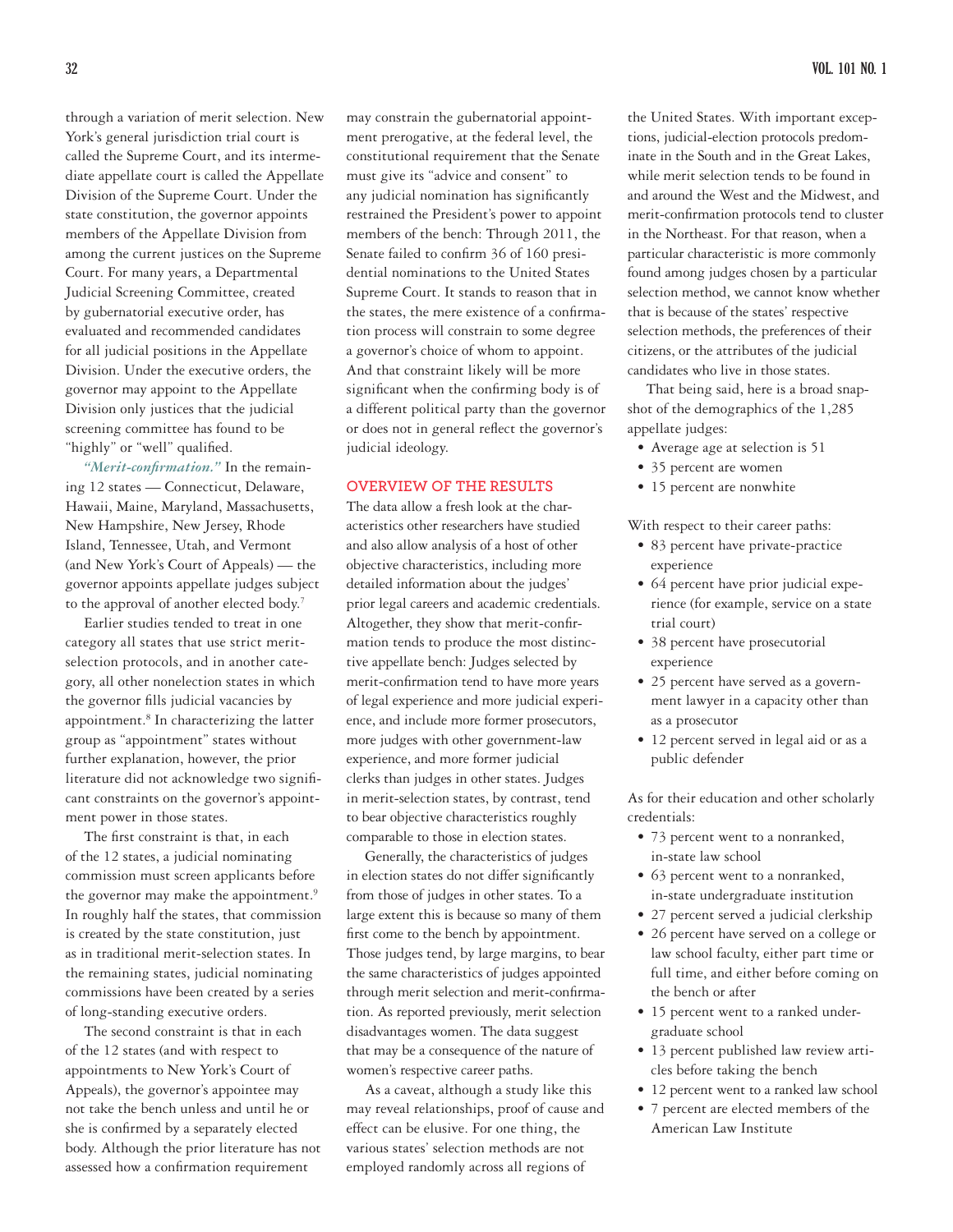through a variation of merit selection. New York's general jurisdiction trial court is called the Supreme Court, and its intermediate appellate court is called the Appellate Division of the Supreme Court. Under the state constitution, the governor appoints members of the Appellate Division from among the current justices on the Supreme Court. For many years, a Departmental Judicial Screening Committee, created by gubernatorial executive order, has evaluated and recommended candidates for all judicial positions in the Appellate Division. Under the executive orders, the governor may appoint to the Appellate Division only justices that the judicial screening committee has found to be "highly" or "well" qualified.

***"Merit-confirmation."*** In the remaining 12 states — Connecticut, Delaware, Hawaii, Maine, Maryland, Massachusetts, New Hampshire, New Jersey, Rhode Island, Tennessee, Utah, and Vermont (and New York's Court of Appeals) — the governor appoints appellate judges subject to the approval of another elected body.[7]

Earlier studies tended to treat in one category all states that use strict merit-selection protocols, and in another category, all other nonelection states in which the governor fills judicial vacancies by appointment.[8] In characterizing the latter group as "appointment" states without further explanation, however, the prior literature did not acknowledge two significant constraints on the governor's appointment power in those states.

The first constraint is that, in each of the 12 states, a judicial nominating commission must screen applicants before the governor may make the appointment.[9] In roughly half the states, that commission is created by the state constitution, just as in traditional merit-selection states. In the remaining states, judicial nominating commissions have been created by a series of long-standing executive orders.

The second constraint is that in each of the 12 states (and with respect to appointments to New York's Court of Appeals), the governor's appointee may not take the bench unless and until he or she is confirmed by a separately elected body. Although the prior literature has not assessed how a confirmation requirement may constrain the gubernatorial appointment prerogative, at the federal level, the constitutional requirement that the Senate must give its "advice and consent" to any judicial nomination has significantly restrained the President's power to appoint members of the bench: Through 2011, the Senate failed to confirm 36 of 160 presidential nominations to the United States Supreme Court. It stands to reason that in the states, the mere existence of a confirmation process will constrain to some degree a governor's choice of whom to appoint. And that constraint likely will be more significant when the confirming body is of a different political party than the governor or does not in general reflect the governor's judicial ideology.

## OVERVIEW OF THE RESULTS

The data allow a fresh look at the characteristics other researchers have studied and also allow analysis of a host of other objective characteristics, including more detailed information about the judges' prior legal careers and academic credentials. Altogether, they show that merit-confirmation tends to produce the most distinctive appellate bench: Judges selected by merit-confirmation tend to have more years of legal experience and more judicial experience, and include more former prosecutors, more judges with other government-law experience, and more former judicial clerks than judges in other states. Judges in merit-selection states, by contrast, tend to bear objective characteristics roughly comparable to those in election states.

Generally, the characteristics of judges in election states do not differ significantly from those of judges in other states. To a large extent this is because so many of them first come to the bench by appointment. Those judges tend, by large margins, to bear the same characteristics of judges appointed through merit selection and merit-confirmation. As reported previously, merit selection disadvantages women. The data suggest that may be a consequence of the nature of women's respective career paths.

As a caveat, although a study like this may reveal relationships, proof of cause and effect can be elusive. For one thing, the various states' selection methods are not employed randomly across all regions of the United States. With important exceptions, judicial-election protocols predominate in the South and in the Great Lakes, while merit selection tends to be found in and around the West and the Midwest, and merit-confirmation protocols tend to cluster in the Northeast. For that reason, when a particular characteristic is more commonly found among judges chosen by a particular selection method, we cannot know whether that is because of the states' respective selection methods, the preferences of their citizens, or the attributes of the judicial candidates who live in those states.

That being said, here is a broad snapshot of the demographics of the 1,285 appellate judges:

- Average age at selection is 51
- 35 percent are women
- 15 percent are nonwhite

With respect to their career paths:

- 83 percent have private-practice experience
- 64 percent have prior judicial experience (for example, service on a state trial court)
- 38 percent have prosecutorial experience
- 25 percent have served as a government lawyer in a capacity other than as a prosecutor
- 12 percent served in legal aid or as a public defender

As for their education and other scholarly credentials:

- 73 percent went to a nonranked, in-state law school
- 63 percent went to a nonranked, in-state undergraduate institution
- 27 percent served a judicial clerkship
- 26 percent have served on a college or law school faculty, either part time or full time, and either before coming on the bench or after
- 15 percent went to a ranked undergraduate school
- 13 percent published law review articles before taking the bench
- 12 percent went to a ranked law school
- 7 percent are elected members of the American Law Institute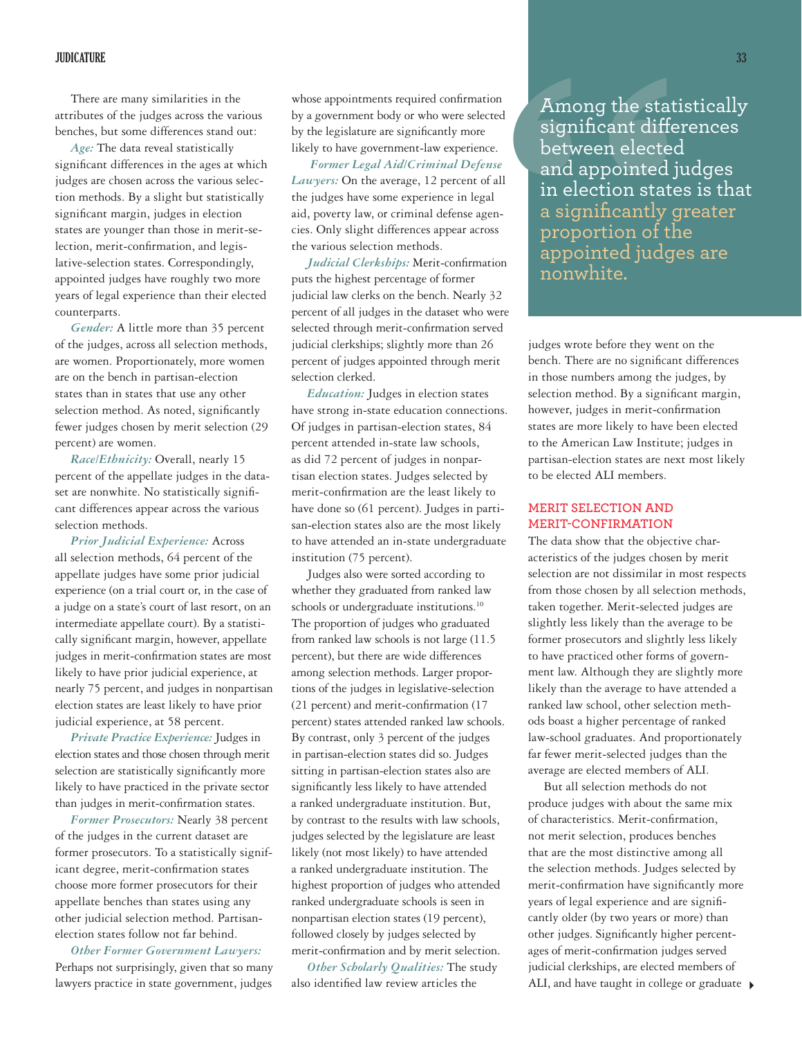There are many similarities in the attributes of the judges across the various benches, but some differences stand out:

*Age:* The data reveal statistically significant differences in the ages at which judges are chosen across the various selection methods. By a slight but statistically significant margin, judges in election states are younger than those in merit-selection, merit-confirmation, and legislative-selection states. Correspondingly, appointed judges have roughly two more years of legal experience than their elected counterparts.

*Gender:* A little more than 35 percent of the judges, across all selection methods, are women. Proportionately, more women are on the bench in partisan-election states than in states that use any other selection method. As noted, significantly fewer judges chosen by merit selection (29 percent) are women.

*Race/Ethnicity:* Overall, nearly 15 percent of the appellate judges in the dataset are nonwhite. No statistically significant differences appear across the various selection methods.

*Prior Judicial Experience:* Across all selection methods, 64 percent of the appellate judges have some prior judicial experience (on a trial court or, in the case of a judge on a state's court of last resort, on an intermediate appellate court). By a statistically significant margin, however, appellate judges in merit-confirmation states are most likely to have prior judicial experience, at nearly 75 percent, and judges in nonpartisan election states are least likely to have prior judicial experience, at 58 percent.

*Private Practice Experience:* Judges in election states and those chosen through merit selection are statistically significantly more likely to have practiced in the private sector than judges in merit-confirmation states.

*Former Prosecutors:* Nearly 38 percent of the judges in the current dataset are former prosecutors. To a statistically significant degree, merit-confirmation states choose more former prosecutors for their appellate benches than states using any other judicial selection method. Partisan-election states follow not far behind.

*Other Former Government Lawyers:* Perhaps not surprisingly, given that so many lawyers practice in state government, judges whose appointments required confirmation by a government body or who were selected by the legislature are significantly more likely to have government-law experience.

*Former Legal Aid/Criminal Defense Lawyers:* On the average, 12 percent of all the judges have some experience in legal aid, poverty law, or criminal defense agencies. Only slight differences appear across the various selection methods.

*Judicial Clerkships:* Merit-confirmation puts the highest percentage of former judicial law clerks on the bench. Nearly 32 percent of all judges in the dataset who were selected through merit-confirmation served judicial clerkships; slightly more than 26 percent of judges appointed through merit selection clerked.

*Education:* Judges in election states have strong in-state education connections. Of judges in partisan-election states, 84 percent attended in-state law schools, as did 72 percent of judges in nonpartisan election states. Judges selected by merit-confirmation are the least likely to have done so (61 percent). Judges in partisan-election states also are the most likely to have attended an in-state undergraduate institution (75 percent).

Judges also were sorted according to whether they graduated from ranked law schools or undergraduate institutions.[10] The proportion of judges who graduated from ranked law schools is not large (11.5 percent), but there are wide differences among selection methods. Larger proportions of the judges in legislative-selection (21 percent) and merit-confirmation (17 percent) states attended ranked law schools. By contrast, only 3 percent of the judges in partisan-election states did so. Judges sitting in partisan-election states also are significantly less likely to have attended a ranked undergraduate institution. But, by contrast to the results with law schools, judges selected by the legislature are least likely (not most likely) to have attended a ranked undergraduate institution. The highest proportion of judges who attended ranked undergraduate schools is seen in nonpartisan election states (19 percent), followed closely by judges selected by merit-confirmation and by merit selection.

*Other Scholarly Qualities:* The study also identified law review articles the judges wrote before they went on the bench. There are no significant differences in those numbers among the judges, by selection method. By a significant margin, however, judges in merit-confirmation states are more likely to have been elected to the American Law Institute; judges in partisan-election states are next most likely to be elected ALI members.

> Among the statistically significant differences between elected and appointed judges in election states is that a significantly greater proportion of the appointed judges are nonwhite.

## MERIT SELECTION AND MERIT-CONFIRMATION

The data show that the objective characteristics of the judges chosen by merit selection are not dissimilar in most respects from those chosen by all selection methods, taken together. Merit-selected judges are slightly less likely than the average to be former prosecutors and slightly less likely to have practiced other forms of government law. Although they are slightly more likely than the average to have attended a ranked law school, other selection methods boast a higher percentage of ranked law-school graduates. And proportionately far fewer merit-selected judges than the average are elected members of ALI.

But all selection methods do not produce judges with about the same mix of characteristics. Merit-confirmation, not merit selection, produces benches that are the most distinctive among all the selection methods. Judges selected by merit-confirmation have significantly more years of legal experience and are significantly older (by two years or more) than other judges. Significantly higher percentages of merit-confirmation judges served judicial clerkships, are elected members of ALI, and have taught in college or graduate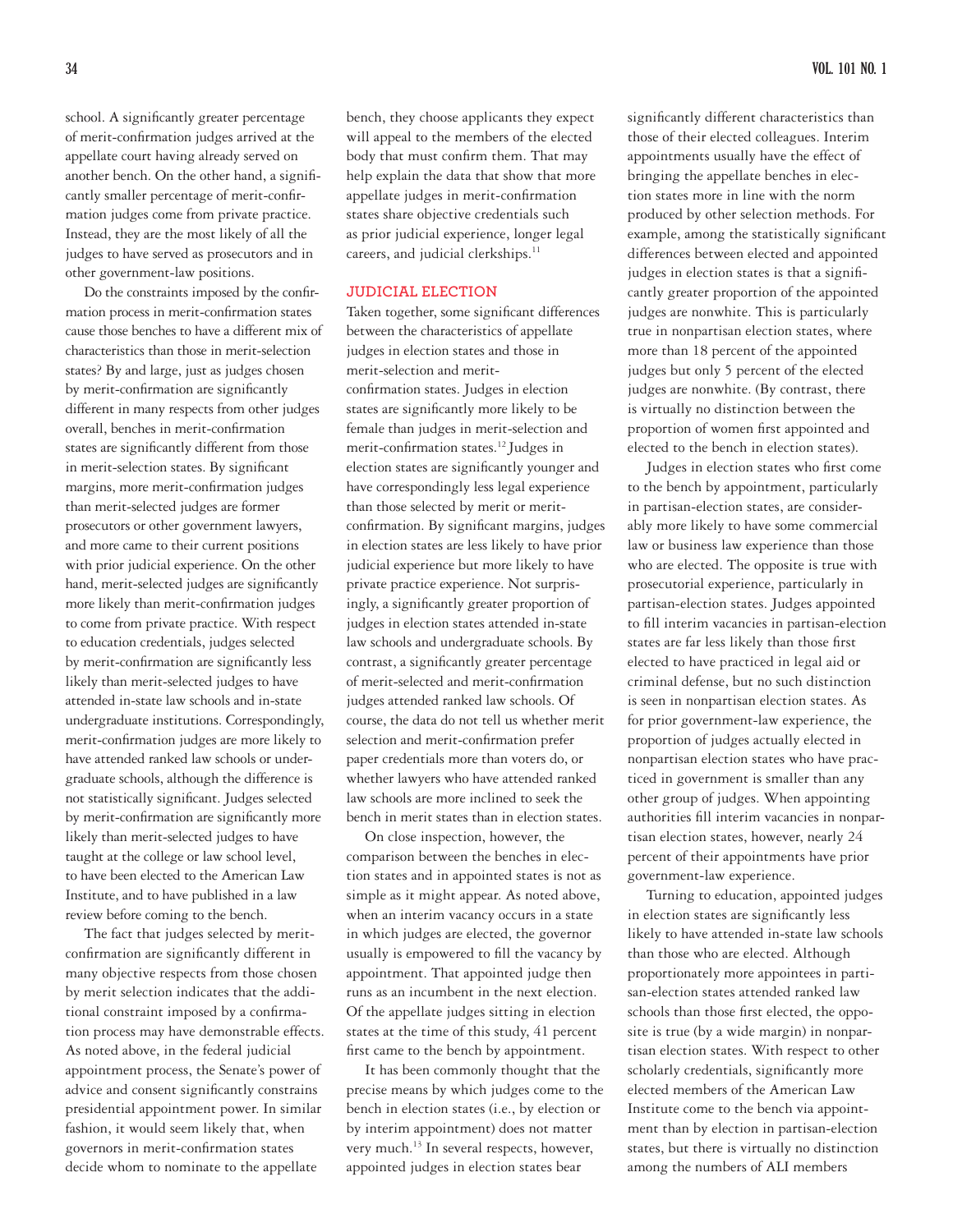school. A significantly greater percentage of merit-confirmation judges arrived at the appellate court having already served on another bench. On the other hand, a significantly smaller percentage of merit-confirmation judges come from private practice. Instead, they are the most likely of all the judges to have served as prosecutors and in other government-law positions.

Do the constraints imposed by the confirmation process in merit-confirmation states cause those benches to have a different mix of characteristics than those in merit-selection states? By and large, just as judges chosen by merit-confirmation are significantly different in many respects from other judges overall, benches in merit-confirmation states are significantly different from those in merit-selection states. By significant margins, more merit-confirmation judges than merit-selected judges are former prosecutors or other government lawyers, and more came to their current positions with prior judicial experience. On the other hand, merit-selected judges are significantly more likely than merit-confirmation judges to come from private practice. With respect to education credentials, judges selected by merit-confirmation are significantly less likely than merit-selected judges to have attended in-state law schools and in-state undergraduate institutions. Correspondingly, merit-confirmation judges are more likely to have attended ranked law schools or undergraduate schools, although the difference is not statistically significant. Judges selected by merit-confirmation are significantly more likely than merit-selected judges to have taught at the college or law school level, to have been elected to the American Law Institute, and to have published in a law review before coming to the bench.

The fact that judges selected by merit-confirmation are significantly different in many objective respects from those chosen by merit selection indicates that the additional constraint imposed by a confirmation process may have demonstrable effects. As noted above, in the federal judicial appointment process, the Senate's power of advice and consent significantly constrains presidential appointment power. In similar fashion, it would seem likely that, when governors in merit-confirmation states decide whom to nominate to the appellate bench, they choose applicants they expect will appeal to the members of the elected body that must confirm them. That may help explain the data that show that more appellate judges in merit-confirmation states share objective credentials such as prior judicial experience, longer legal careers, and judicial clerkships.[11]

## JUDICIAL ELECTION

Taken together, some significant differences between the characteristics of appellate judges in election states and those in merit-selection and merit-confirmation states. Judges in election states are significantly more likely to be female than judges in merit-selection and merit-confirmation states.[12] Judges in election states are significantly younger and have correspondingly less legal experience than those selected by merit or merit-confirmation. By significant margins, judges in election states are less likely to have prior judicial experience but more likely to have private practice experience. Not surprisingly, a significantly greater proportion of judges in election states attended in-state law schools and undergraduate schools. By contrast, a significantly greater percentage of merit-selected and merit-confirmation judges attended ranked law schools. Of course, the data do not tell us whether merit selection and merit-confirmation prefer paper credentials more than voters do, or whether lawyers who have attended ranked law schools are more inclined to seek the bench in merit states than in election states.

On close inspection, however, the comparison between the benches in election states and in appointed states is not as simple as it might appear. As noted above, when an interim vacancy occurs in a state in which judges are elected, the governor usually is empowered to fill the vacancy by appointment. That appointed judge then runs as an incumbent in the next election. Of the appellate judges sitting in election states at the time of this study, 41 percent first came to the bench by appointment.

It has been commonly thought that the precise means by which judges come to the bench in election states (i.e., by election or by interim appointment) does not matter very much.[13] In several respects, however, appointed judges in election states bear significantly different characteristics than those of their elected colleagues. Interim appointments usually have the effect of bringing the appellate benches in election states more in line with the norm produced by other selection methods. For example, among the statistically significant differences between elected and appointed judges in election states is that a significantly greater proportion of the appointed judges are nonwhite. This is particularly true in nonpartisan election states, where more than 18 percent of the appointed judges but only 5 percent of the elected judges are nonwhite. (By contrast, there is virtually no distinction between the proportion of women first appointed and elected to the bench in election states).

Judges in election states who first come to the bench by appointment, particularly in partisan-election states, are considerably more likely to have some commercial law or business law experience than those who are elected. The opposite is true with prosecutorial experience, particularly in partisan-election states. Judges appointed to fill interim vacancies in partisan-election states are far less likely than those first elected to have practiced in legal aid or criminal defense, but no such distinction is seen in nonpartisan election states. As for prior government-law experience, the proportion of judges actually elected in nonpartisan election states who have practiced in government is smaller than any other group of judges. When appointing authorities fill interim vacancies in nonpartisan election states, however, nearly 24 percent of their appointments have prior government-law experience.

Turning to education, appointed judges in election states are significantly less likely to have attended in-state law schools than those who are elected. Although proportionately more appointees in partisan-election states attended ranked law schools than those first elected, the opposite is true (by a wide margin) in nonpartisan election states. With respect to other scholarly credentials, significantly more elected members of the American Law Institute come to the bench via appointment than by election in partisan-election states, but there is virtually no distinction among the numbers of ALI members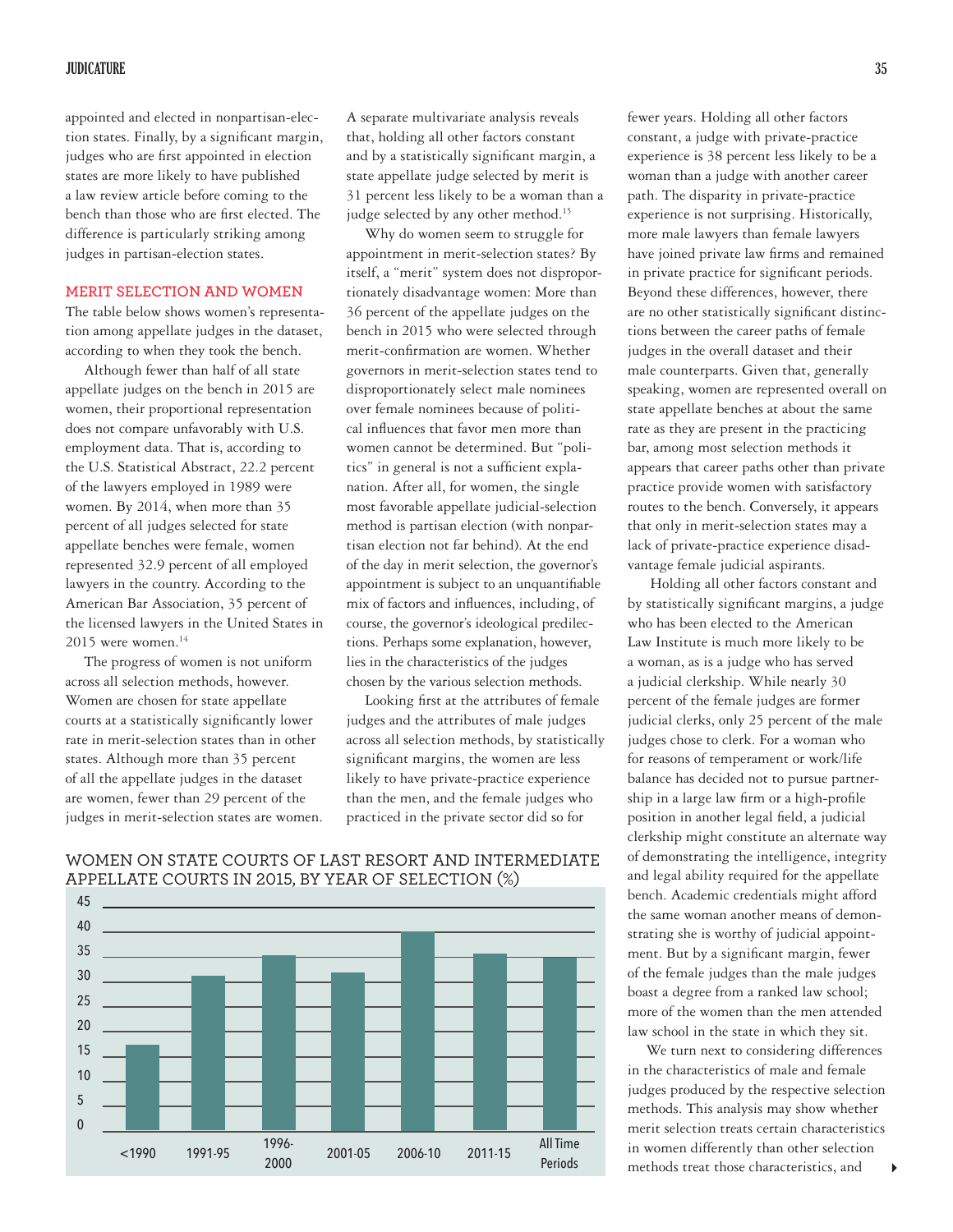appointed and elected in nonpartisan-election states. Finally, by a significant margin, judges who are first appointed in election states are more likely to have published a law review article before coming to the bench than those who are first elected. The difference is particularly striking among judges in partisan-election states.

## MERIT SELECTION AND WOMEN

The table below shows women's representation among appellate judges in the dataset, according to when they took the bench.

Although fewer than half of all state appellate judges on the bench in 2015 are women, their proportional representation does not compare unfavorably with U.S. employment data. That is, according to the U.S. Statistical Abstract, 22.2 percent of the lawyers employed in 1989 were women. By 2014, when more than 35 percent of all judges selected for state appellate benches were female, women represented 32.9 percent of all employed lawyers in the country. According to the American Bar Association, 35 percent of the licensed lawyers in the United States in 2015 were women.[14]

The progress of women is not uniform across all selection methods, however. Women are chosen for state appellate courts at a statistically significantly lower rate in merit-selection states than in other states. Although more than 35 percent of all the appellate judges in the dataset are women, fewer than 29 percent of the judges in merit-selection states are women. A separate multivariate analysis reveals that, holding all other factors constant and by a statistically significant margin, a state appellate judge selected by merit is 31 percent less likely to be a woman than a judge selected by any other method.[15]

Why do women seem to struggle for appointment in merit-selection states? By itself, a "merit" system does not disproportionately disadvantage women: More than 36 percent of the appellate judges on the bench in 2015 who were selected through merit-confirmation are women. Whether governors in merit-selection states tend to disproportionately select male nominees over female nominees because of political influences that favor men more than women cannot be determined. But "politics" in general is not a sufficient explanation. After all, for women, the single most favorable appellate judicial-selection method is partisan election (with nonpartisan election not far behind). At the end of the day in merit selection, the governor's appointment is subject to an unquantifiable mix of factors and influences, including, of course, the governor's ideological predilections. Perhaps some explanation, however, lies in the characteristics of the judges chosen by the various selection methods.

Looking first at the attributes of female judges and the attributes of male judges across all selection methods, by statistically significant margins, the women are less likely to have private-practice experience than the men, and the female judges who practiced in the private sector did so for fewer years. Holding all other factors constant, a judge with private-practice experience is 38 percent less likely to be a woman than a judge with another career path. The disparity in private-practice experience is not surprising. Historically, more male lawyers than female lawyers have joined private law firms and remained in private practice for significant periods. Beyond these differences, however, there are no other statistically significant distinctions between the career paths of female judges in the overall dataset and their male counterparts. Given that, generally speaking, women are represented overall on state appellate benches at about the same rate as they are present in the practicing bar, among most selection methods it appears that career paths other than private practice provide women with satisfactory routes to the bench. Conversely, it appears that only in merit-selection states may a lack of private-practice experience disadvantage female judicial aspirants.

Holding all other factors constant and by statistically significant margins, a judge who has been elected to the American Law Institute is much more likely to be a woman, as is a judge who has served a judicial clerkship. While nearly 30 percent of the female judges are former judicial clerks, only 25 percent of the male judges chose to clerk. For a woman who for reasons of temperament or work/life balance has decided not to pursue partnership in a large law firm or a high-profile position in another legal field, a judicial clerkship might constitute an alternate way of demonstrating the intelligence, integrity and legal ability required for the appellate bench. Academic credentials might afford the same woman another means of demonstrating she is worthy of judicial appointment. But by a significant margin, fewer of the female judges than the male judges boast a degree from a ranked law school; more of the women than the men attended law school in the state in which they sit.

We turn next to considering differences in the characteristics of male and female judges produced by the respective selection methods. This analysis may show whether merit selection treats certain characteristics in women differently than other selection methods treat those characteristics, and

WOMEN ON STATE COURTS OF LAST RESORT AND INTERMEDIATE APPELLATE COURTS IN 2015, BY YEAR OF SELECTION (%)

| Year of Selection | Women (%) (approx.) |
|---|---|
| <1990 | 17 |
| 1991-95 | 31 |
| 1996-2000 | 35 |
| 2001-05 | 32 |
| 2006-10 | 40 |
| 2011-15 | 35.5 |
| All Time Periods | 35 |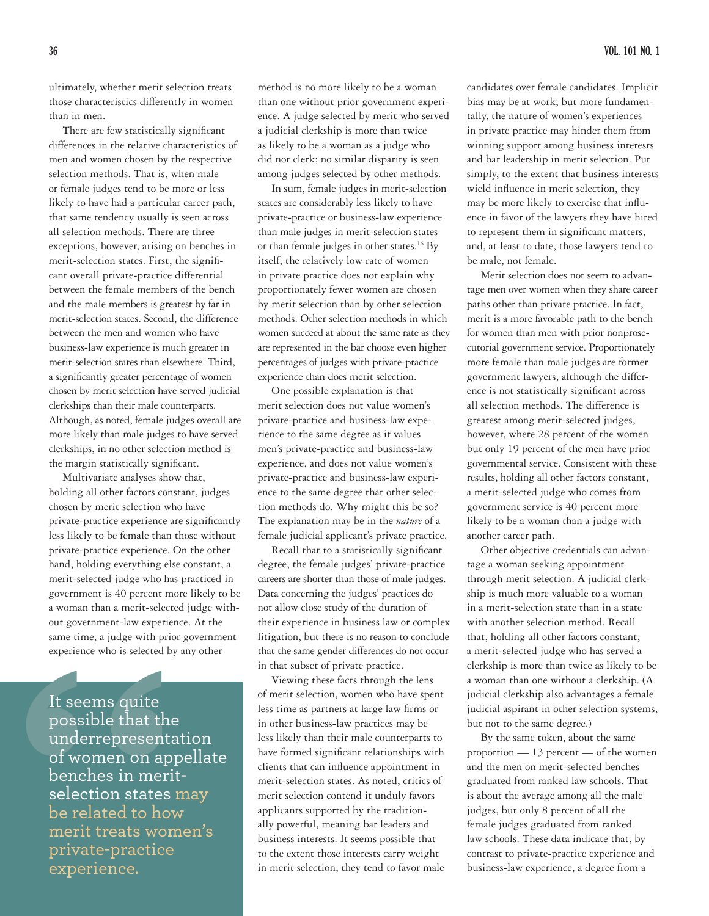ultimately, whether merit selection treats those characteristics differently in women than in men.

There are few statistically significant differences in the relative characteristics of men and women chosen by the respective selection methods. That is, when male or female judges tend to be more or less likely to have had a particular career path, that same tendency usually is seen across all selection methods. There are three exceptions, however, arising on benches in merit-selection states. First, the significant overall private-practice differential between the female members of the bench and the male members is greatest by far in merit-selection states. Second, the difference between the men and women who have business-law experience is much greater in merit-selection states than elsewhere. Third, a significantly greater percentage of women chosen by merit selection have served judicial clerkships than their male counterparts. Although, as noted, female judges overall are more likely than male judges to have served clerkships, in no other selection method is the margin statistically significant.

Multivariate analyses show that, holding all other factors constant, judges chosen by merit selection who have private-practice experience are significantly less likely to be female than those without private-practice experience. On the other hand, holding everything else constant, a merit-selected judge who has practiced in government is 40 percent more likely to be a woman than a merit-selected judge without government-law experience. At the same time, a judge with prior government experience who is selected by any other method is no more likely to be a woman than one without prior government experience. A judge selected by merit who served a judicial clerkship is more than twice as likely to be a woman as a judge who did not clerk; no similar disparity is seen among judges selected by other methods.

> It seems quite possible that the underrepresentation of women on appellate benches in merit-selection states may be related to how merit treats women's private-practice experience.

In sum, female judges in merit-selection states are considerably less likely to have private-practice or business-law experience than male judges in merit-selection states or than female judges in other states.[16] By itself, the relatively low rate of women in private practice does not explain why proportionately fewer women are chosen by merit selection than by other selection methods. Other selection methods in which women succeed at about the same rate as they are represented in the bar choose even higher percentages of judges with private-practice experience than does merit selection.

One possible explanation is that merit selection does not value women's private-practice and business-law experience to the same degree as it values men's private-practice and business-law experience, and does not value women's private-practice and business-law experience to the same degree that other selection methods do. Why might this be so? The explanation may be in the *nature* of a female judicial applicant's private practice.

Recall that to a statistically significant degree, the female judges' private-practice careers are shorter than those of male judges. Data concerning the judges' practices do not allow close study of the duration of their experience in business law or complex litigation, but there is no reason to conclude that the same gender differences do not occur in that subset of private practice.

Viewing these facts through the lens of merit selection, women who have spent less time as partners at large law firms or in other business-law practices may be less likely than their male counterparts to have formed significant relationships with clients that can influence appointment in merit-selection states. As noted, critics of merit selection contend it unduly favors applicants supported by the traditionally powerful, meaning bar leaders and business interests. It seems possible that to the extent those interests carry weight in merit selection, they tend to favor male candidates over female candidates. Implicit bias may be at work, but more fundamentally, the nature of women's experiences in private practice may hinder them from winning support among business interests and bar leadership in merit selection. Put simply, to the extent that business interests wield influence in merit selection, they may be more likely to exercise that influence in favor of the lawyers they have hired to represent them in significant matters, and, at least to date, those lawyers tend to be male, not female.

Merit selection does not seem to advantage men over women when they share career paths other than private practice. In fact, merit is a more favorable path to the bench for women than men with prior nonprosecutorial government service. Proportionately more female than male judges are former government lawyers, although the difference is not statistically significant across all selection methods. The difference is greatest among merit-selected judges, however, where 28 percent of the women but only 19 percent of the men have prior governmental service. Consistent with these results, holding all other factors constant, a merit-selected judge who comes from government service is 40 percent more likely to be a woman than a judge with another career path.

Other objective credentials can advantage a woman seeking appointment through merit selection. A judicial clerkship is much more valuable to a woman in a merit-selection state than in a state with another selection method. Recall that, holding all other factors constant, a merit-selected judge who has served a clerkship is more than twice as likely to be a woman than one without a clerkship. (A judicial clerkship also advantages a female judicial aspirant in other selection systems, but not to the same degree.)

By the same token, about the same proportion — 13 percent — of the women and the men on merit-selected benches graduated from ranked law schools. That is about the average among all the male judges, but only 8 percent of all the female judges graduated from ranked law schools. These data indicate that, by contrast to private-practice experience and business-law experience, a degree from a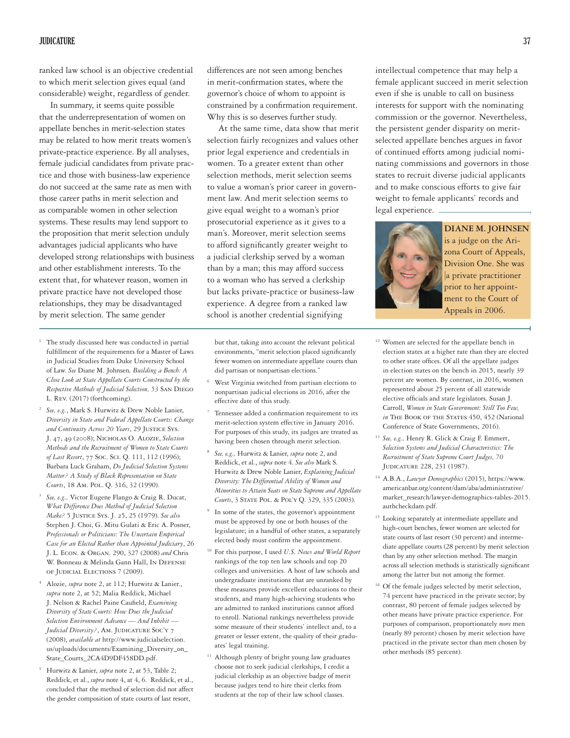ranked law school is an objective credential to which merit selection gives equal (and considerable) weight, regardless of gender.

In summary, it seems quite possible that the underrepresentation of women on appellate benches in merit-selection states may be related to how merit treats women's private-practice experience. By all analyses, female judicial candidates from private practice and those with business-law experience do not succeed at the same rate as men with those career paths in merit selection and as comparable women in other selection systems. These results may lend support to the proposition that merit selection unduly advantages judicial applicants who have developed strong relationships with business and other establishment interests. To the extent that, for whatever reason, women in private practice have not developed those relationships, they may be disadvantaged by merit selection. The same gender differences are not seen among benches in merit-confirmation states, where the governor's choice of whom to appoint is constrained by a confirmation requirement. Why this is so deserves further study.

At the same time, data show that merit selection fairly recognizes and values other prior legal experience and credentials in women. To a greater extent than other selection methods, merit selection seems to value a woman's prior career in government law. And merit selection seems to give equal weight to a woman's prior prosecutorial experience as it gives to a man's. Moreover, merit selection seems to afford significantly greater weight to a judicial clerkship served by a woman than by a man; this may afford success to a woman who has served a clerkship but lacks private-practice or business-law experience. A degree from a ranked law school is another credential signifying intellectual competence that may help a female applicant succeed in merit selection even if she is unable to call on business interests for support with the nominating commission or the governor. Nevertheless, the persistent gender disparity on merit-selected appellate benches argues in favor of continued efforts among judicial nominating commissions and governors in those states to recruit diverse judicial applicants and to make conscious efforts to give fair weight to female applicants' records and legal experience.

**DIANE M. JOHNSEN** is a judge on the Arizona Court of Appeals, Division One. She was a private practitioner prior to her appointment to the Court of Appeals in 2006.

---

1 The study discussed here was conducted in partial fulfillment of the requirements for a Master of Laws in Judicial Studies from Duke University School of Law. *See* Diane M. Johnsen*, Building a Bench: A Close Look at State Appellate Courts Constructed by the Respective Methods of Judicial Selection,* 53 San Diego L. Rev. (2017) (forthcoming).

2 *See, e.g.*, Mark S. Hurwitz & Drew Noble Lanier, *Diversity in State and Federal Appellate Courts: Change and Continuity Across 20 Years*, 29 Justice Sys. J. 47, 49 (2008); Nicholas O. Alozie, *Selection Methods and the Recruitment of Women to State Courts of Last Resort*, 77 Soc. Sci. Q. 111, 112 (1996); Barbara Luck Graham, *Do Judicial Selection Systems Matter? A Study of Black Representation on State Courts*, 18 Am. Pol. Q. 316, 32 (1990).

3 *See, e.g.,* Victor Eugene Flango & Craig R. Ducat, *What Difference Does Method of Judicial Selection Make?* 5 Justice Sys. J. 25, 25 (1979). *See also* Stephen J. Choi, G. Mitu Gulati & Eric A. Posner, *Professionals or Politicians: The Uncertain Empirical Case for an Elected Rather than Appointed Judiciary*, 26 J. L. Econ. & Organ. 290, 327 (2008) *and* Chris W. Bonneau & Melinda Gann Hall, In Defense of Judicial Elections 7 (2009).

4 Alozie, *supra* note 2, at 112; Hurwitz & Lanier., *supra* note 2, at 52; Malia Reddick, Michael J. Nelson & Rachel Paine Caufield, *Examining Diversity of State Courts: How Does the Judicial Selection Environment Advance — And Inhibit — Judicial Diversity?*, Am. Judicature Soc'y 7 (2008), *available at* http://www.judicialselection.us/uploads/documents/Examining_Diversity_on_State_Courts_2CA4D9DF458DD.pdf.

5 Hurwitz & Lanier, *supra* note 2, at 53, Table 2; Reddick, et al., *supra* note 4, at 4, 6. Reddick, et al., concluded that the method of selection did not affect the gender composition of state courts of last resort, but that, taking into account the relevant political environments, "merit selection placed significantly fewer women on intermediate appellate courts than did partisan or nonpartisan elections."

6 West Virginia switched from partisan elections to nonpartisan judicial elections in 2016, after the effective date of this study.

7 Tennessee added a confirmation requirement to its merit-selection system effective in January 2016. For purposes of this study, its judges are treated as having been chosen through merit selection.

8 *See, e.g.,* Hurwitz & Lanier, *supra* note 2, and Reddick, et al., *supra* note 4. *See also* Mark S. Hurwitz & Drew Noble Lanier, *Explaining Judicial Diversity: The Differential Ability of Women and Minorities to Attain Seats on State Supreme and Appellate Courts*, 3 State Pol. & Pol'y Q. 329, 335 (2003).

9 In some of the states, the governor's appointment must be approved by one or both houses of the legislature; in a handful of other states, a separately elected body must confirm the appointment.

10 For this purpose, I used *U.S. News and World Report* rankings of the top ten law schools and top 20 colleges and universities. A host of law schools and undergraduate institutions that are unranked by these measures provide excellent educations to their students, and many high-achieving students who are admitted to ranked institutions cannot afford to enroll. National rankings nevertheless provide some measure of their students' intellect and, to a greater or lesser extent, the quality of their graduates' legal training.

11 Although plenty of bright young law graduates choose not to seek judicial clerkships, I credit a judicial clerkship as an objective badge of merit because judges tend to hire their clerks from students at the top of their law school classes.

12 Women are selected for the appellate bench in election states at a higher rate than they are elected to other state offices. Of all the appellate judges in election states on the bench in 2015, nearly 39 percent are women. By contrast, in 2016, women represented about 25 percent of all statewide elective officials and state legislators. Susan J. Carroll, *Women in State Government: Still Too Few, in* The Book of the States 450, 452 (National Conference of State Governments, 2016).

13 *See, e.g.,* Henry R. Glick & Craig F. Emmert, *Selection Systems and Judicial Characteristics: The Recruitment of State Supreme Court Judges, 70* Judicature 228, 231 (1987).

14 A.B.A., *Lawyer Demographics* (2015), https://www.americanbar.org/content/dam/aba/administrative/market_research/lawyer-demographics-tables-2015.authcheckdam.pdf.

15 Looking separately at intermediate appellate and high-court benches, fewer women are selected for state courts of last resort (30 percent) and intermediate appellate courts (28 percent) by merit selection than by any other selection method. The margin across all selection methods is statistically significant among the latter but not among the former.

16 Of the female judges selected by merit selection, 74 percent have practiced in the private sector; by contrast, 80 percent of female judges selected by other means have private practice experience. For purposes of comparison, proportionately *more* men (nearly 89 percent) chosen by merit selection have practiced in the private sector than men chosen by other methods (85 percent).